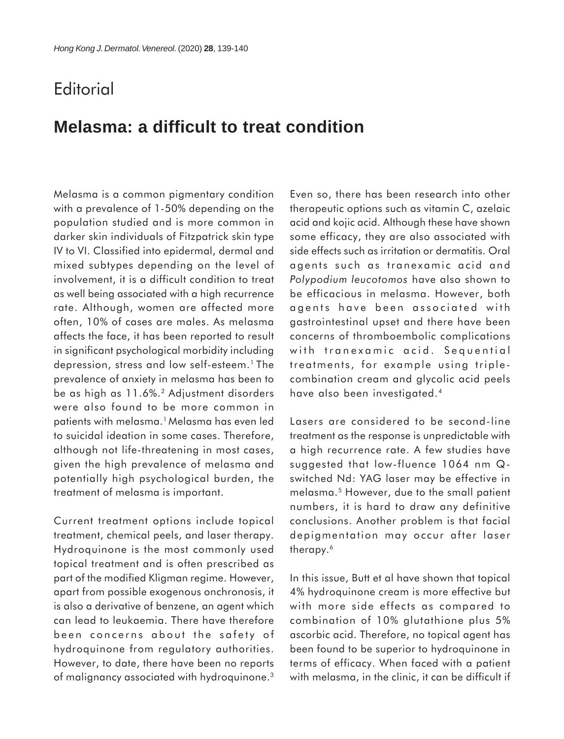# Editorial

## Melasma: a difficult to treat condition

Melasma is a common pigmentary condition with a prevalence of 1-50% depending on the population studied and is more common in darker skin individuals of Fitzpatrick skin type IV to VI. Classified into epidermal, dermal and mixed subtypes depending on the level of involvement, it is a difficult condition to treat as well being associated with a high recurrence rate. Although, women are affected more often, 10% of cases are males. As melasma affects the face, it has been reported to result in significant psychological morbidity including depression, stress and low self-esteem.[1] The prevalence of anxiety in melasma has been to be as high as 11.6%.[2] Adjustment disorders were also found to be more common in patients with melasma.[1] Melasma has even led to suicidal ideation in some cases. Therefore, although not life-threatening in most cases, given the high prevalence of melasma and potentially high psychological burden, the treatment of melasma is important.

Current treatment options include topical treatment, chemical peels, and laser therapy. Hydroquinone is the most commonly used topical treatment and is often prescribed as part of the modified Kligman regime. However, apart from possible exogenous onchronosis, it is also a derivative of benzene, an agent which can lead to leukaemia. There have therefore been concerns about the safety of hydroquinone from regulatory authorities. However, to date, there have been no reports of malignancy associated with hydroquinone.[3]

Even so, there has been research into other therapeutic options such as vitamin C, azelaic acid and kojic acid. Although these have shown some efficacy, they are also associated with side effects such as irritation or dermatitis. Oral agents such as tranexamic acid and *Polypodium leucotomos* have also shown to be efficacious in melasma. However, both agents have been associated with gastrointestinal upset and there have been concerns of thromboembolic complications with tranexamic acid. Sequential treatments, for example using triple-combination cream and glycolic acid peels have also been investigated.[4]

Lasers are considered to be second-line treatment as the response is unpredictable with a high recurrence rate. A few studies have suggested that low-fluence 1064 nm Q-switched Nd: YAG laser may be effective in melasma.[5] However, due to the small patient numbers, it is hard to draw any definitive conclusions. Another problem is that facial depigmentation may occur after laser therapy.[6]

In this issue, Butt et al have shown that topical 4% hydroquinone cream is more effective but with more side effects as compared to combination of 10% glutathione plus 5% ascorbic acid. Therefore, no topical agent has been found to be superior to hydroquinone in terms of efficacy. When faced with a patient with melasma, in the clinic, it can be difficult if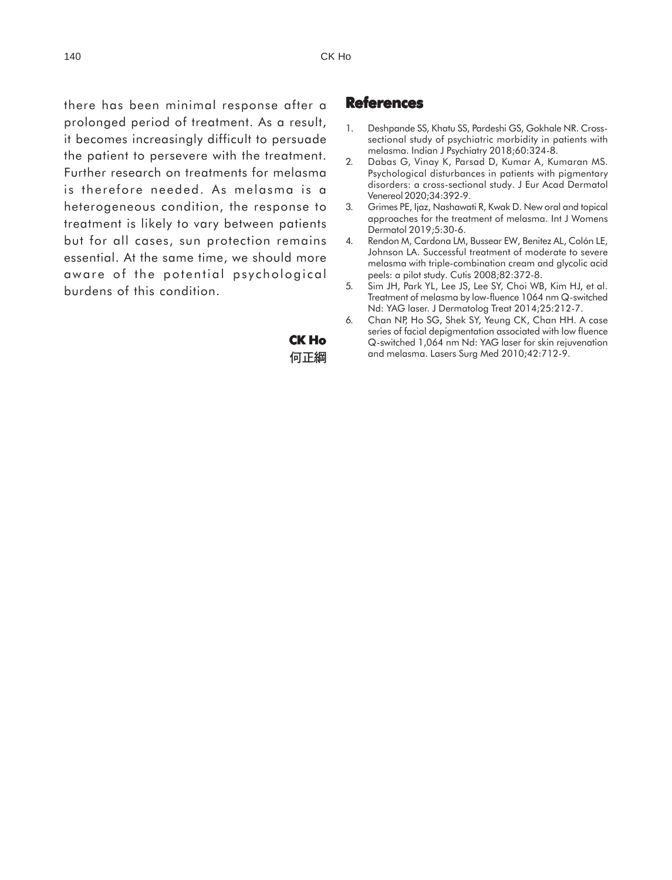there has been minimal response after a prolonged period of treatment. As a result, it becomes increasingly difficult to persuade the patient to persevere with the treatment. Further research on treatments for melasma is therefore needed. As melasma is a heterogeneous condition, the response to treatment is likely to vary between patients but for all cases, sun protection remains essential. At the same time, we should more aware of the potential psychological burdens of this condition.

**CK Ho**
何正綱

## References

1. Deshpande SS, Khatu SS, Pardeshi GS, Gokhale NR. Cross-sectional study of psychiatric morbidity in patients with melasma. Indian J Psychiatry 2018;60:324-8.
2. Dabas G, Vinay K, Parsad D, Kumar A, Kumaran MS. Psychological disturbances in patients with pigmentary disorders: a cross-sectional study. J Eur Acad Dermatol Venereol 2020;34:392-9.
3. Grimes PE, Ijaz, Nashawati R, Kwak D. New oral and topical approaches for the treatment of melasma. Int J Womens Dermatol 2019;5:30-6.
4. Rendon M, Cardona LM, Bussear EW, Benitez AL, Colón LE, Johnson LA. Successful treatment of moderate to severe melasma with triple-combination cream and glycolic acid peels: a pilot study. Cutis 2008;82:372-8.
5. Sim JH, Park YL, Lee JS, Lee SY, Choi WB, Kim HJ, et al. Treatment of melasma by low-fluence 1064 nm Q-switched Nd: YAG laser. J Dermatolog Treat 2014;25:212-7.
6. Chan NP, Ho SG, Shek SY, Yeung CK, Chan HH. A case series of facial depigmentation associated with low fluence Q-switched 1,064 nm Nd: YAG laser for skin rejuvenation and melasma. Lasers Surg Med 2010;42:712-9.